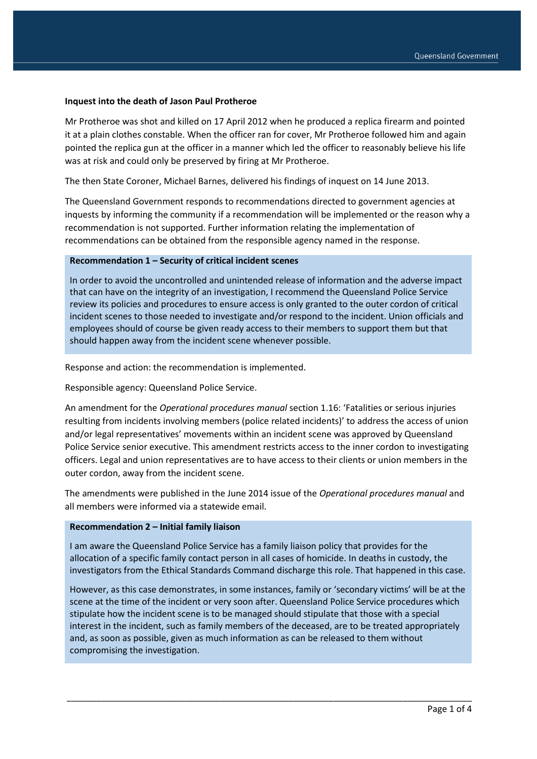**Inquest into the death of Jason Paul Protheroe**

Mr Protheroe was shot and killed on 17 April 2012 when he produced a replica firearm and pointed it at a plain clothes constable. When the officer ran for cover, Mr Protheroe followed him and again pointed the replica gun at the officer in a manner which led the officer to reasonably believe his life was at risk and could only be preserved by firing at Mr Protheroe.

The then State Coroner, Michael Barnes, delivered his findings of inquest on 14 June 2013.

The Queensland Government responds to recommendations directed to government agencies at inquests by informing the community if a recommendation will be implemented or the reason why a recommendation is not supported. Further information relating the implementation of recommendations can be obtained from the responsible agency named in the response.

**Recommendation 1 – Security of critical incident scenes**

In order to avoid the uncontrolled and unintended release of information and the adverse impact that can have on the integrity of an investigation, I recommend the Queensland Police Service review its policies and procedures to ensure access is only granted to the outer cordon of critical incident scenes to those needed to investigate and/or respond to the incident. Union officials and employees should of course be given ready access to their members to support them but that should happen away from the incident scene whenever possible.

Response and action: the recommendation is implemented.

Responsible agency: Queensland Police Service.

An amendment for the *Operational procedures manual* section 1.16: 'Fatalities or serious injuries resulting from incidents involving members (police related incidents)' to address the access of union and/or legal representatives' movements within an incident scene was approved by Queensland Police Service senior executive. This amendment restricts access to the inner cordon to investigating officers. Legal and union representatives are to have access to their clients or union members in the outer cordon, away from the incident scene.

The amendments were published in the June 2014 issue of the *Operational procedures manual* and all members were informed via a statewide email.

**Recommendation 2 – Initial family liaison**

I am aware the Queensland Police Service has a family liaison policy that provides for the allocation of a specific family contact person in all cases of homicide. In deaths in custody, the investigators from the Ethical Standards Command discharge this role. That happened in this case.

However, as this case demonstrates, in some instances, family or 'secondary victims' will be at the scene at the time of the incident or very soon after. Queensland Police Service procedures which stipulate how the incident scene is to be managed should stipulate that those with a special interest in the incident, such as family members of the deceased, are to be treated appropriately and, as soon as possible, given as much information as can be released to them without compromising the investigation.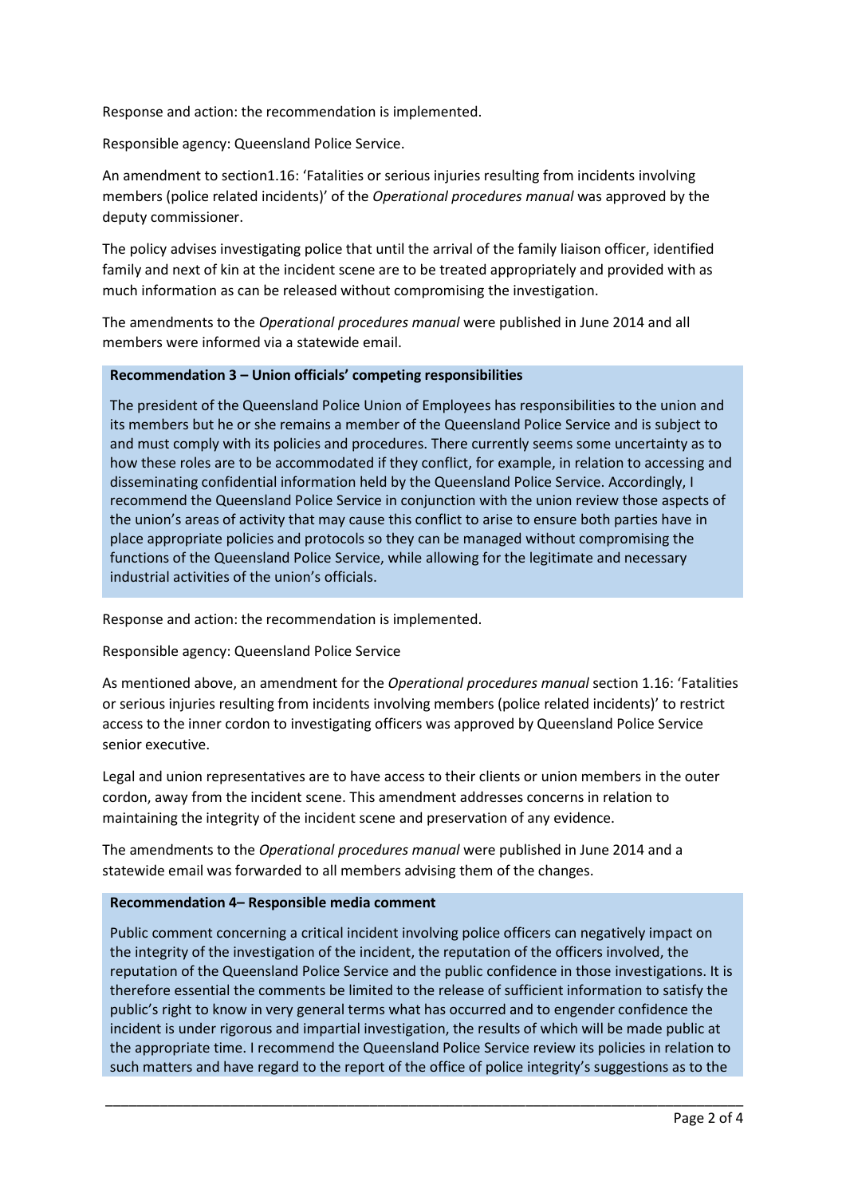Response and action: the recommendation is implemented.

Responsible agency: Queensland Police Service.

An amendment to section1.16: 'Fatalities or serious injuries resulting from incidents involving members (police related incidents)' of the *Operational procedures manual* was approved by the deputy commissioner.

The policy advises investigating police that until the arrival of the family liaison officer, identified family and next of kin at the incident scene are to be treated appropriately and provided with as much information as can be released without compromising the investigation.

The amendments to the *Operational procedures manual* were published in June 2014 and all members were informed via a statewide email.

**Recommendation 3 – Union officials' competing responsibilities**

The president of the Queensland Police Union of Employees has responsibilities to the union and its members but he or she remains a member of the Queensland Police Service and is subject to and must comply with its policies and procedures. There currently seems some uncertainty as to how these roles are to be accommodated if they conflict, for example, in relation to accessing and disseminating confidential information held by the Queensland Police Service. Accordingly, I recommend the Queensland Police Service in conjunction with the union review those aspects of the union's areas of activity that may cause this conflict to arise to ensure both parties have in place appropriate policies and protocols so they can be managed without compromising the functions of the Queensland Police Service, while allowing for the legitimate and necessary industrial activities of the union's officials.

Response and action: the recommendation is implemented.

Responsible agency: Queensland Police Service

As mentioned above, an amendment for the *Operational procedures manual* section 1.16: 'Fatalities or serious injuries resulting from incidents involving members (police related incidents)' to restrict access to the inner cordon to investigating officers was approved by Queensland Police Service senior executive.

Legal and union representatives are to have access to their clients or union members in the outer cordon, away from the incident scene. This amendment addresses concerns in relation to maintaining the integrity of the incident scene and preservation of any evidence.

The amendments to the *Operational procedures manual* were published in June 2014 and a statewide email was forwarded to all members advising them of the changes.

**Recommendation 4– Responsible media comment**

Public comment concerning a critical incident involving police officers can negatively impact on the integrity of the investigation of the incident, the reputation of the officers involved, the reputation of the Queensland Police Service and the public confidence in those investigations. It is therefore essential the comments be limited to the release of sufficient information to satisfy the public's right to know in very general terms what has occurred and to engender confidence the incident is under rigorous and impartial investigation, the results of which will be made public at the appropriate time. I recommend the Queensland Police Service review its policies in relation to such matters and have regard to the report of the office of police integrity's suggestions as to the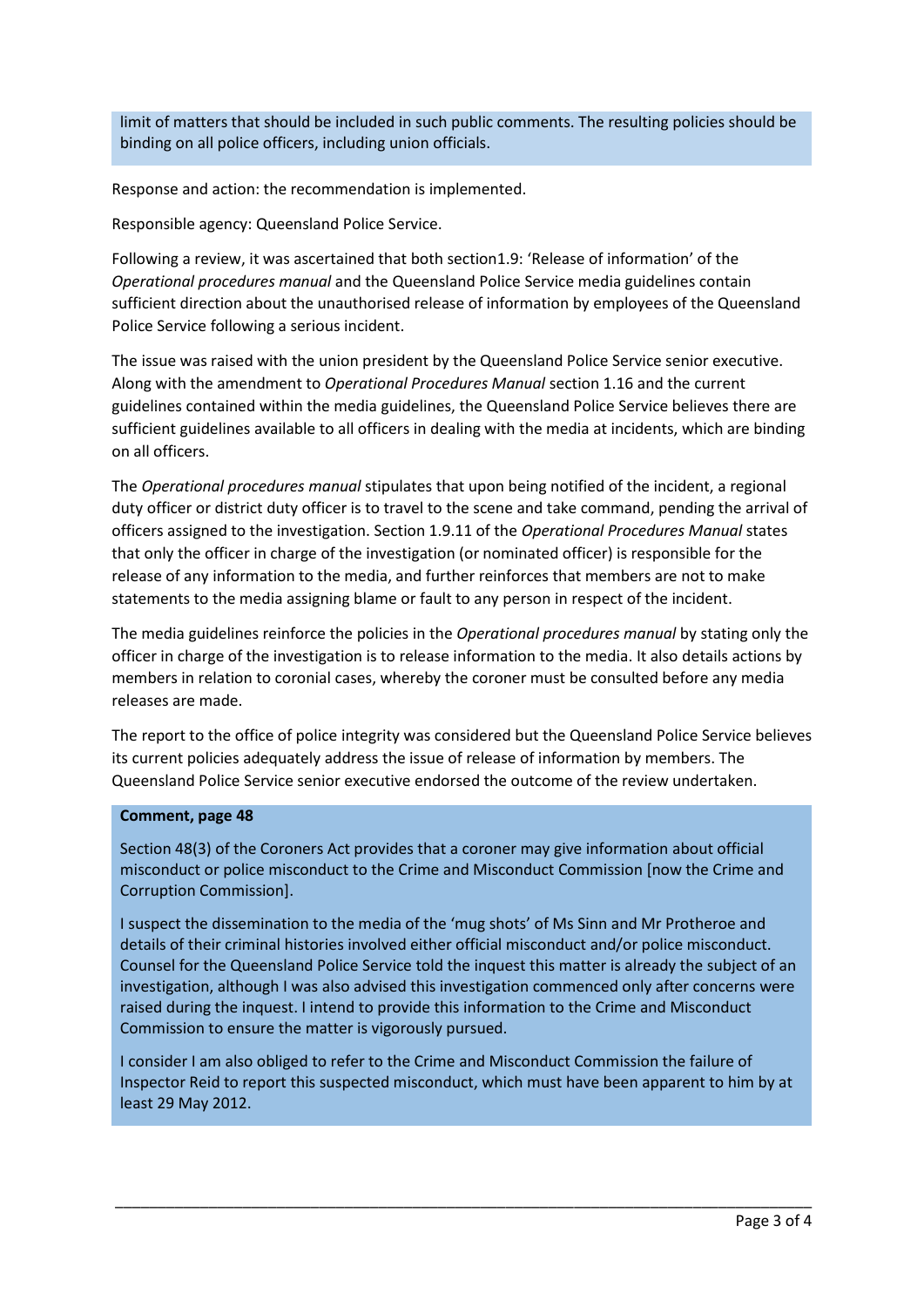limit of matters that should be included in such public comments. The resulting policies should be binding on all police officers, including union officials.

Response and action: the recommendation is implemented.

Responsible agency: Queensland Police Service.

Following a review, it was ascertained that both section1.9: 'Release of information' of the *Operational procedures manual* and the Queensland Police Service media guidelines contain sufficient direction about the unauthorised release of information by employees of the Queensland Police Service following a serious incident.

The issue was raised with the union president by the Queensland Police Service senior executive. Along with the amendment to *Operational Procedures Manual* section 1.16 and the current guidelines contained within the media guidelines, the Queensland Police Service believes there are sufficient guidelines available to all officers in dealing with the media at incidents, which are binding on all officers.

The *Operational procedures manual* stipulates that upon being notified of the incident, a regional duty officer or district duty officer is to travel to the scene and take command, pending the arrival of officers assigned to the investigation. Section 1.9.11 of the *Operational Procedures Manual* states that only the officer in charge of the investigation (or nominated officer) is responsible for the release of any information to the media, and further reinforces that members are not to make statements to the media assigning blame or fault to any person in respect of the incident.

The media guidelines reinforce the policies in the *Operational procedures manual* by stating only the officer in charge of the investigation is to release information to the media. It also details actions by members in relation to coronial cases, whereby the coroner must be consulted before any media releases are made.

The report to the office of police integrity was considered but the Queensland Police Service believes its current policies adequately address the issue of release of information by members. The Queensland Police Service senior executive endorsed the outcome of the review undertaken.

**Comment, page 48**

Section 48(3) of the Coroners Act provides that a coroner may give information about official misconduct or police misconduct to the Crime and Misconduct Commission [now the Crime and Corruption Commission].

I suspect the dissemination to the media of the 'mug shots' of Ms Sinn and Mr Protheroe and details of their criminal histories involved either official misconduct and/or police misconduct. Counsel for the Queensland Police Service told the inquest this matter is already the subject of an investigation, although I was also advised this investigation commenced only after concerns were raised during the inquest. I intend to provide this information to the Crime and Misconduct Commission to ensure the matter is vigorously pursued.

I consider I am also obliged to refer to the Crime and Misconduct Commission the failure of Inspector Reid to report this suspected misconduct, which must have been apparent to him by at least 29 May 2012.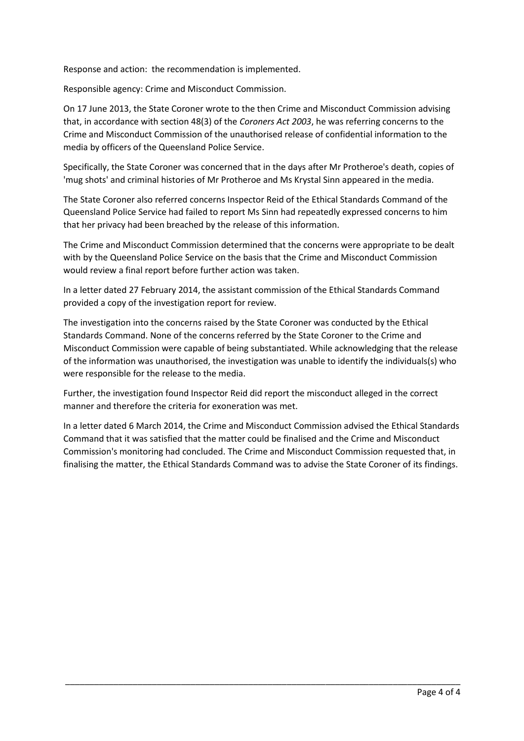Response and action: the recommendation is implemented.

Responsible agency: Crime and Misconduct Commission.

On 17 June 2013, the State Coroner wrote to the then Crime and Misconduct Commission advising that, in accordance with section 48(3) of the *Coroners Act 2003*, he was referring concerns to the Crime and Misconduct Commission of the unauthorised release of confidential information to the media by officers of the Queensland Police Service.

Specifically, the State Coroner was concerned that in the days after Mr Protheroe's death, copies of 'mug shots' and criminal histories of Mr Protheroe and Ms Krystal Sinn appeared in the media.

The State Coroner also referred concerns Inspector Reid of the Ethical Standards Command of the Queensland Police Service had failed to report Ms Sinn had repeatedly expressed concerns to him that her privacy had been breached by the release of this information.

The Crime and Misconduct Commission determined that the concerns were appropriate to be dealt with by the Queensland Police Service on the basis that the Crime and Misconduct Commission would review a final report before further action was taken.

In a letter dated 27 February 2014, the assistant commission of the Ethical Standards Command provided a copy of the investigation report for review.

The investigation into the concerns raised by the State Coroner was conducted by the Ethical Standards Command. None of the concerns referred by the State Coroner to the Crime and Misconduct Commission were capable of being substantiated. While acknowledging that the release of the information was unauthorised, the investigation was unable to identify the individuals(s) who were responsible for the release to the media.

Further, the investigation found Inspector Reid did report the misconduct alleged in the correct manner and therefore the criteria for exoneration was met.

In a letter dated 6 March 2014, the Crime and Misconduct Commission advised the Ethical Standards Command that it was satisfied that the matter could be finalised and the Crime and Misconduct Commission's monitoring had concluded. The Crime and Misconduct Commission requested that, in finalising the matter, the Ethical Standards Command was to advise the State Coroner of its findings.